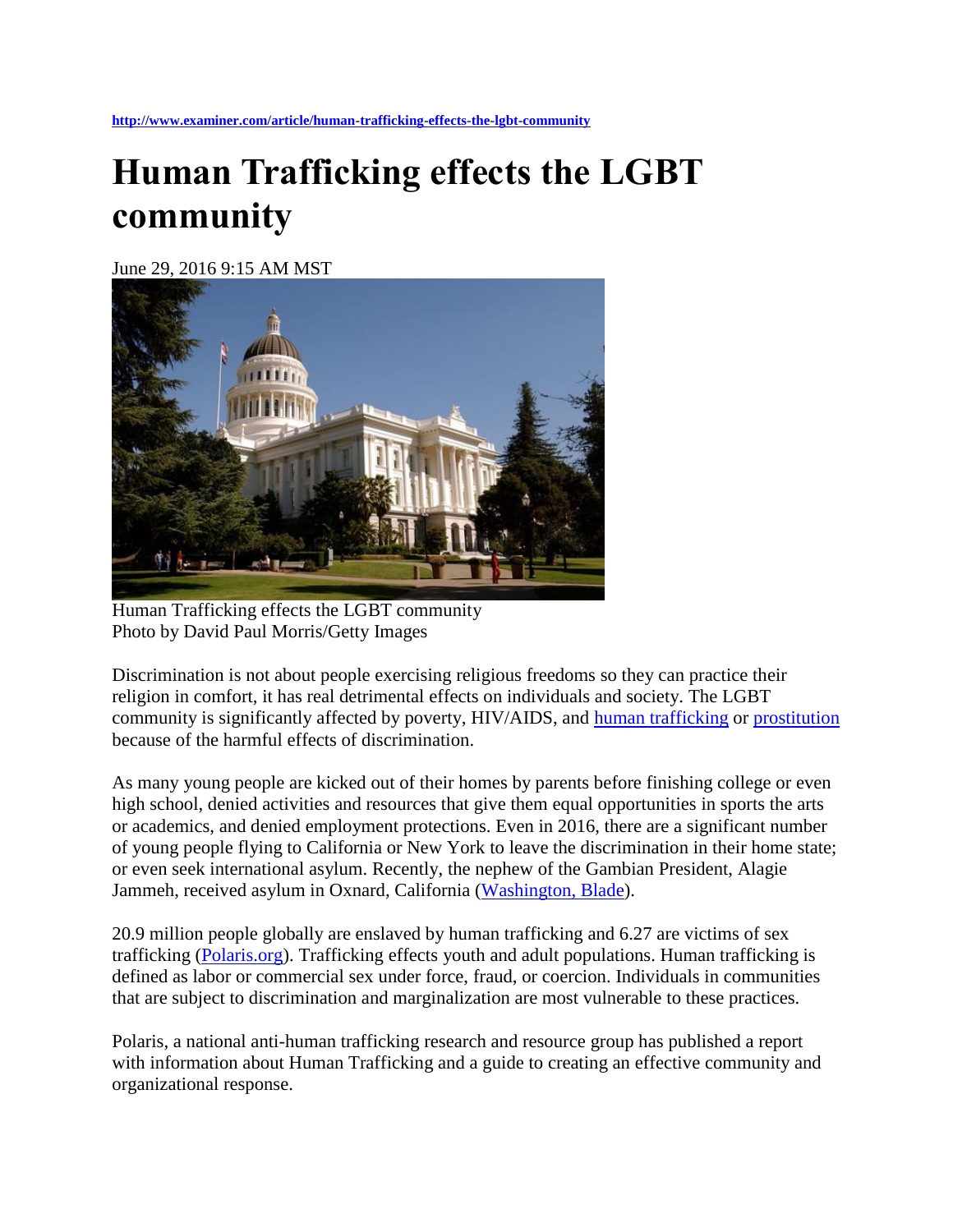http://www.examiner.com/article/human-trafficking-effects-the-lgbt-community

# Human Trafficking effects the LGBT community

June 29, 2016 9:15 AM MST

Human Trafficking effects the LGBT community
Photo by David Paul Morris/Getty Images

Discrimination is not about people exercising religious freedoms so they can practice their religion in comfort, it has real detrimental effects on individuals and society. The LGBT community is significantly affected by poverty, HIV/AIDS, and human trafficking or prostitution because of the harmful effects of discrimination.

As many young people are kicked out of their homes by parents before finishing college or even high school, denied activities and resources that give them equal opportunities in sports the arts or academics, and denied employment protections. Even in 2016, there are a significant number of young people flying to California or New York to leave the discrimination in their home state; or even seek international asylum. Recently, the nephew of the Gambian President, Alagie Jammeh, received asylum in Oxnard, California (Washington, Blade).

20.9 million people globally are enslaved by human trafficking and 6.27 are victims of sex trafficking (Polaris.org). Trafficking effects youth and adult populations. Human trafficking is defined as labor or commercial sex under force, fraud, or coercion. Individuals in communities that are subject to discrimination and marginalization are most vulnerable to these practices.

Polaris, a national anti-human trafficking research and resource group has published a report with information about Human Trafficking and a guide to creating an effective community and organizational response.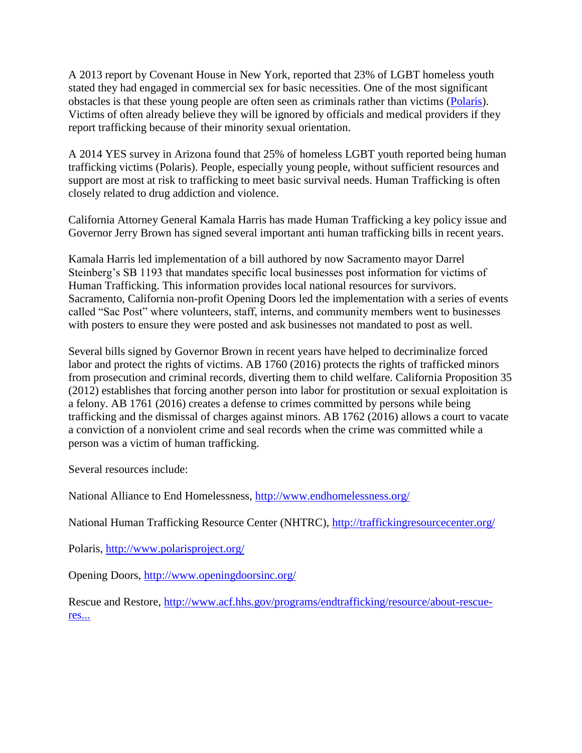A 2013 report by Covenant House in New York, reported that 23% of LGBT homeless youth stated they had engaged in commercial sex for basic necessities. One of the most significant obstacles is that these young people are often seen as criminals rather than victims ([Polaris](http://www.polarisproject.org/)). Victims of often already believe they will be ignored by officials and medical providers if they report trafficking because of their minority sexual orientation.

A 2014 YES survey in Arizona found that 25% of homeless LGBT youth reported being human trafficking victims (Polaris). People, especially young people, without sufficient resources and support are most at risk to trafficking to meet basic survival needs. Human Trafficking is often closely related to drug addiction and violence.

California Attorney General Kamala Harris has made Human Trafficking a key policy issue and Governor Jerry Brown has signed several important anti human trafficking bills in recent years.

Kamala Harris led implementation of a bill authored by now Sacramento mayor Darrel Steinberg's SB 1193 that mandates specific local businesses post information for victims of Human Trafficking. This information provides local national resources for survivors. Sacramento, California non-profit Opening Doors led the implementation with a series of events called "Sac Post" where volunteers, staff, interns, and community members went to businesses with posters to ensure they were posted and ask businesses not mandated to post as well.

Several bills signed by Governor Brown in recent years have helped to decriminalize forced labor and protect the rights of victims. AB 1760 (2016) protects the rights of trafficked minors from prosecution and criminal records, diverting them to child welfare. California Proposition 35 (2012) establishes that forcing another person into labor for prostitution or sexual exploitation is a felony. AB 1761 (2016) creates a defense to crimes committed by persons while being trafficking and the dismissal of charges against minors. AB 1762 (2016) allows a court to vacate a conviction of a nonviolent crime and seal records when the crime was committed while a person was a victim of human trafficking.

Several resources include:

National Alliance to End Homelessness, [http://www.endhomelessness.org/](http://www.endhomelessness.org/)

National Human Trafficking Resource Center (NHTRC), [http://traffickingresourcecenter.org/](http://traffickingresourcecenter.org/)

Polaris, [http://www.polarisproject.org/](http://www.polarisproject.org/)

Opening Doors, [http://www.openingdoorsinc.org/](http://www.openingdoorsinc.org/)

Rescue and Restore, http://www.acf.hhs.gov/programs/endtrafficking/resource/about-rescue-res...